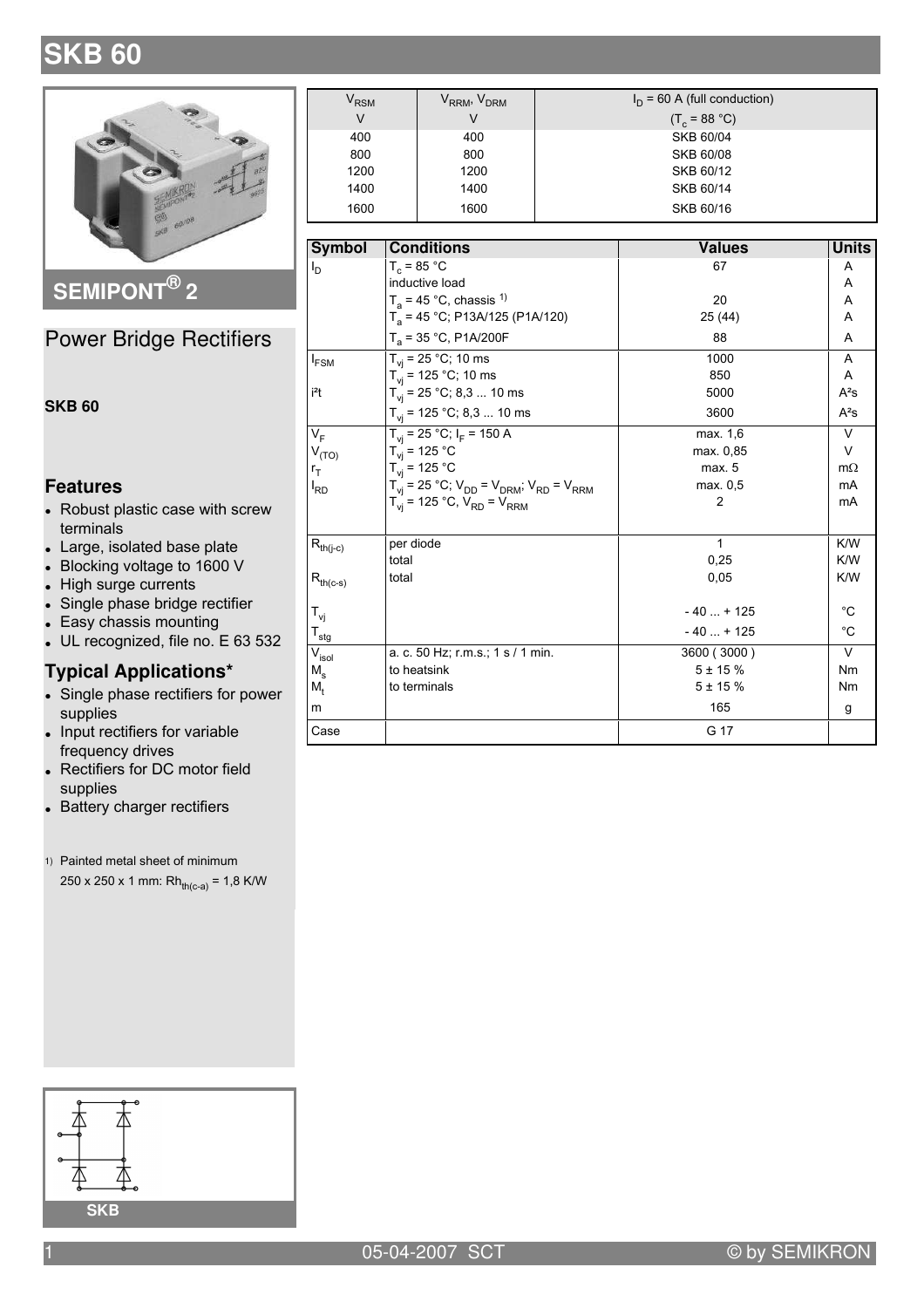# SKB 60

## SEMIPONT® 2

## Power Bridge Rectifiers

**SKB 60**

### Features

- Robust plastic case with screw terminals
- Large, isolated base plate
- Blocking voltage to 1600 V
- High surge currents
- Single phase bridge rectifier
- Easy chassis mounting
- UL recognized, file no. E 63 532

### Typical Applications*

- Single phase rectifiers for power supplies
- Input rectifiers for variable frequency drives
- Rectifiers for DC motor field supplies
- Battery charger rectifiers

1) Painted metal sheet of minimum 250 x 250 x 1 mm: $R_{th(c-a)}$ = 1,8 K/W

| $V_{RSM}$ | $V_{RRM}$, $V_{DRM}$ | $I_D$ = 60 A (full conduction) |
|---|---|---|
| V | V | ($T_c$ = 88 °C) |
| 400 | 400 | SKB 60/04 |
| 800 | 800 | SKB 60/08 |
| 1200 | 1200 | SKB 60/12 |
| 1400 | 1400 | SKB 60/14 |
| 1600 | 1600 | SKB 60/16 |

| Symbol | Conditions | Values | Units |
|---|---|---|---|
| $I_D$ | $T_c$ = 85 °C | 67 | A |
| | inductive load | | A |
| | $T_a$ = 45 °C, chassis [1] | 20 | A |
| | $T_a$ = 45 °C; P13A/125 (P1A/120) | 25 (44) | A |
| | $T_a$ = 35 °C, P1A/200F | 88 | A |
| $I_{FSM}$ | $T_{vj}$ = 25 °C; 10 ms | 1000 | A |
| | $T_{vj}$ = 125 °C; 10 ms | 850 | A |
| i²t | $T_{vj}$ = 25 °C; 8,3 ... 10 ms | 5000 | A²s |
| | $T_{vj}$ = 125 °C; 8,3 ... 10 ms | 3600 | A²s |
| $V_F$ | $T_{vj}$ = 25 °C; $I_F$ = 150 A | max. 1,6 | V |
| $V_{(TO)}$ | $T_{vj}$ = 125 °C | max. 0,85 | V |
| $r_T$ | $T_{vj}$ = 125 °C | max. 5 | mΩ |
| $I_{RD}$ | $T_{vj}$ = 25 °C; $V_{DD}$ = $V_{DRM}$; $V_{RD}$ = $V_{RRM}$ | max. 0,5 | mA |
| | $T_{vj}$ = 125 °C, $V_{RD}$ = $V_{RRM}$ | 2 | mA |
| $R_{th(j-c)}$ | per diode | 1 | K/W |
| | total | 0,25 | K/W |
| $R_{th(c-s)}$ | total | 0,05 | K/W |
| $T_{vj}$ | | - 40 ... + 125 | °C |
| $T_{stg}$ | | - 40 ... + 125 | °C |
| $V_{isol}$ | a. c. 50 Hz; r.m.s.; 1 s / 1 min. | 3600 ( 3000 ) | V |
| $M_s$ | to heatsink | 5 ± 15 % | Nm |
| $M_t$ | to terminals | 5 ± 15 % | Nm |
| m | | 165 | g |
| Case | | G 17 | |

SKB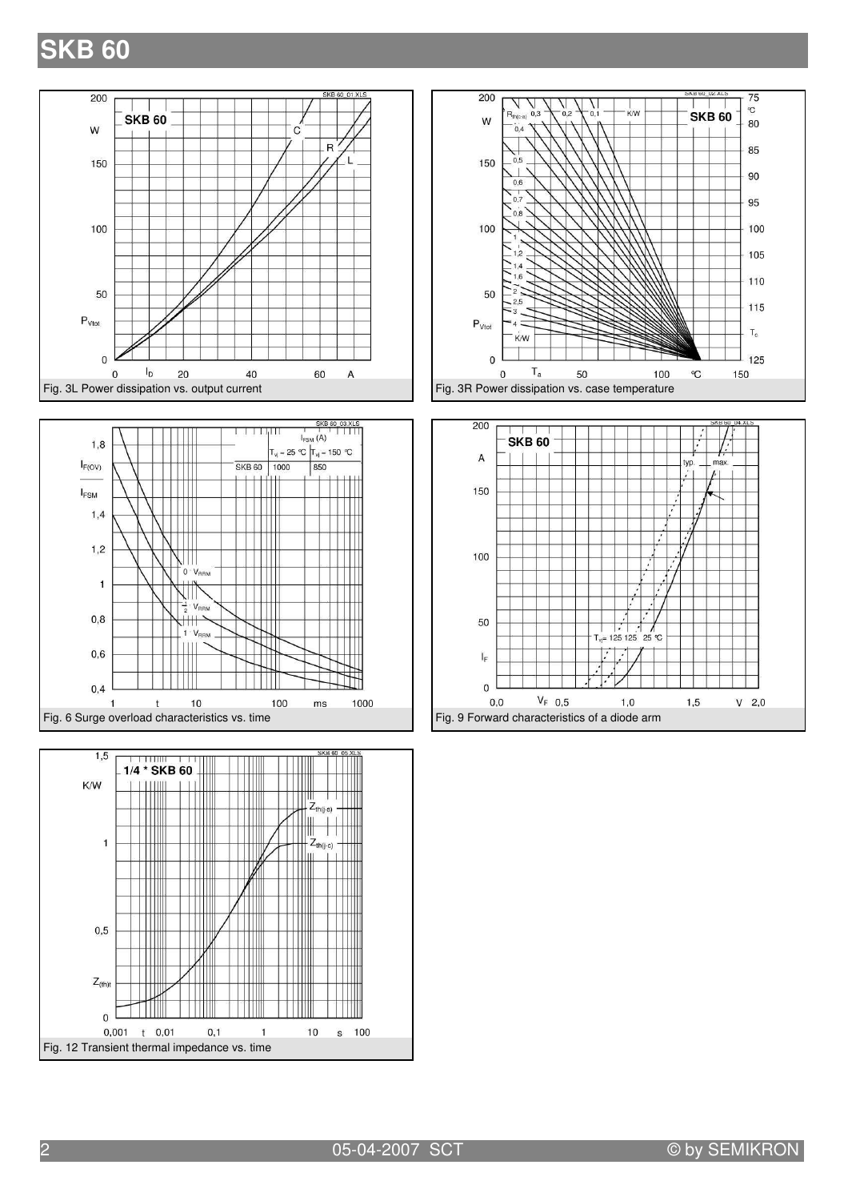# SKB 60

Fig. 3L Power dissipation vs. output current

Fig. 3R Power dissipation vs. case temperature

Fig. 6 Surge overload characteristics vs. time

| | $I_{FSM}$ (A) | |
|---|---|---|
| | $T_{vj}$ = 25 °C | $T_{vj}$ = 150 °C |
| SKB 60 | 1000 | 850 |

Fig. 9 Forward characteristics of a diode arm

Fig. 12 Transient thermal impedance vs. time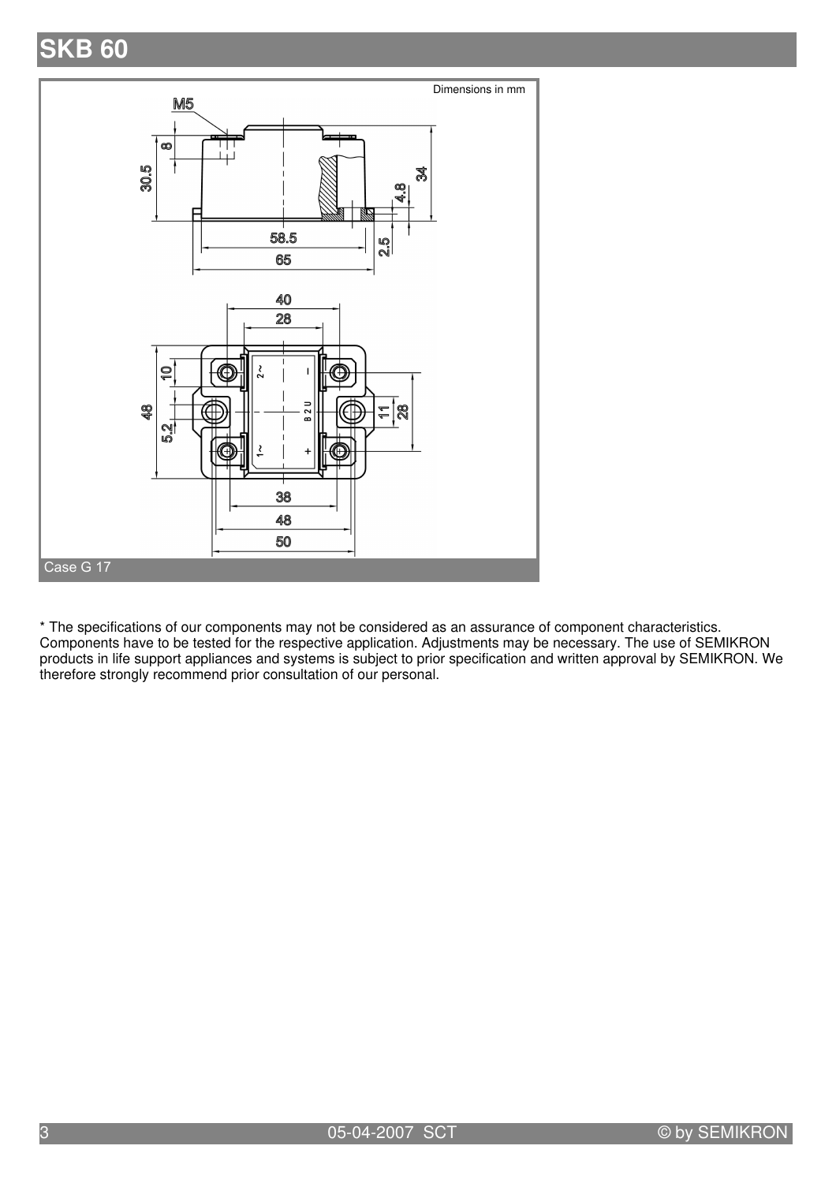# SKB 60

Dimensions in mm

M5

8

30.5

34

4.8

2.5

58.5

65

40

28

10

48

5.2

11

28

2~

–

B 2 U

1~

+

38

48

50

Case G 17

* The specifications of our components may not be considered as an assurance of component characteristics. Components have to be tested for the respective application. Adjustments may be necessary. The use of SEMIKRON products in life support appliances and systems is subject to prior specification and written approval by SEMIKRON. We therefore strongly recommend prior consultation of our personal.